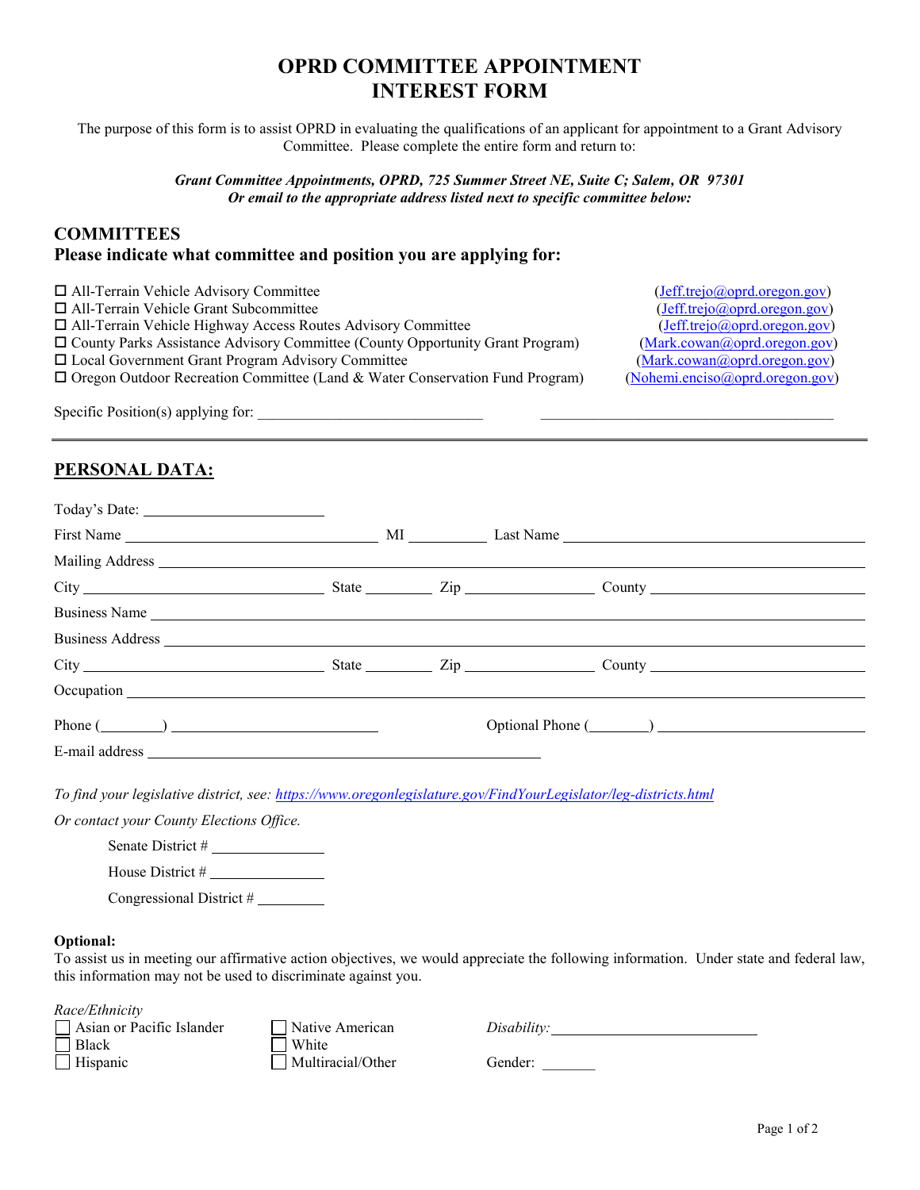# OPRD COMMITTEE APPOINTMENT INTEREST FORM

The purpose of this form is to assist OPRD in evaluating the qualifications of an applicant for appointment to a Grant Advisory Committee. Please complete the entire form and return to:

***Grant Committee Appointments, OPRD, 725 Summer Street NE, Suite C; Salem, OR 97301***
***Or email to the appropriate address listed next to specific committee below:***

## COMMITTEES

### Please indicate what committee and position you are applying for:

- ☐ All-Terrain Vehicle Advisory Committee (Jeff.trejo@oprd.oregon.gov)
- ☐ All-Terrain Vehicle Grant Subcommittee (Jeff.trejo@oprd.oregon.gov)
- ☐ All-Terrain Vehicle Highway Access Routes Advisory Committee (Jeff.trejo@oprd.oregon.gov)
- ☐ County Parks Assistance Advisory Committee (County Opportunity Grant Program) (Mark.cowan@oprd.oregon.gov)
- ☐ Local Government Grant Program Advisory Committee (Mark.cowan@oprd.oregon.gov)
- ☐ Oregon Outdoor Recreation Committee (Land & Water Conservation Fund Program) (Nohemi.enciso@oprd.oregon.gov)

Specific Position(s) applying for: ______________________________ ______________________________

---

## PERSONAL DATA:

Today's Date: ____________________

First Name ______________________ MI ________ Last Name ______________________

Mailing Address ____________________________________________

City ____________________ State ________ Zip ____________ County ____________________

Business Name ____________________________________________

Business Address ____________________________________________

City ____________________ State ________ Zip ____________ County ____________________

Occupation ____________________________________________

Phone (________) ____________________ Optional Phone (________) ____________________

E-mail address ____________________________________________

*To find your legislative district, see: https://www.oregonlegislature.gov/FindYourLegislator/leg-districts.html*

*Or contact your County Elections Office.*

Senate District # ____________

House District # ____________

Congressional District # ________

**Optional:**
To assist us in meeting our affirmative action objectives, we would appreciate the following information. Under state and federal law, this information may not be used to discriminate against you.

*Race/Ethnicity*

- ☐ Asian or Pacific Islander
- ☐ Black
- ☐ Hispanic
- ☐ Native American
- ☐ White
- ☐ Multiracial/Other

*Disability:* ____________________

Gender: _______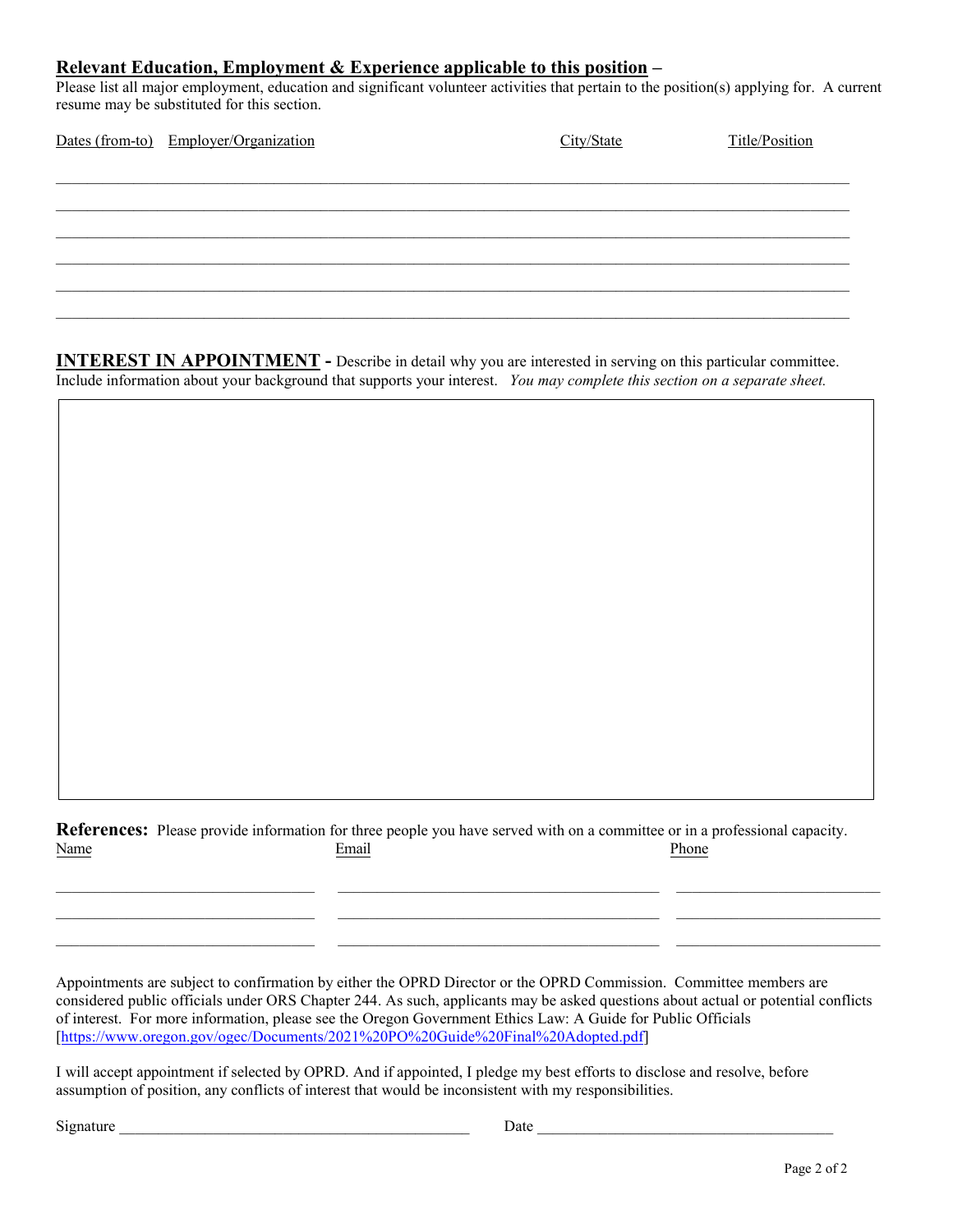**Relevant Education, Employment & Experience applicable to this position –**
Please list all major employment, education and significant volunteer activities that pertain to the position(s) applying for. A current resume may be substituted for this section.

| Dates (from-to) | Employer/Organization | City/State | Title/Position |
|---|---|---|---|
| | | | |
| | | | |
| | | | |
| | | | |
| | | | |
| | | | |

**INTEREST IN APPOINTMENT -** Describe in detail why you are interested in serving on this particular committee. Include information about your background that supports your interest. *You may complete this section on a separate sheet.*

**References:** Please provide information for three people you have served with on a committee or in a professional capacity.

| Name | Email | Phone |
|---|---|---|
| | | |
| | | |
| | | |

Appointments are subject to confirmation by either the OPRD Director or the OPRD Commission. Committee members are considered public officials under ORS Chapter 244. As such, applicants may be asked questions about actual or potential conflicts of interest. For more information, please see the Oregon Government Ethics Law: A Guide for Public Officials [https://www.oregon.gov/ogec/Documents/2021%20PO%20Guide%20Final%20Adopted.pdf]

I will accept appointment if selected by OPRD. And if appointed, I pledge my best efforts to disclose and resolve, before assumption of position, any conflicts of interest that would be inconsistent with my responsibilities.

Signature ______________________________ Date ______________________________